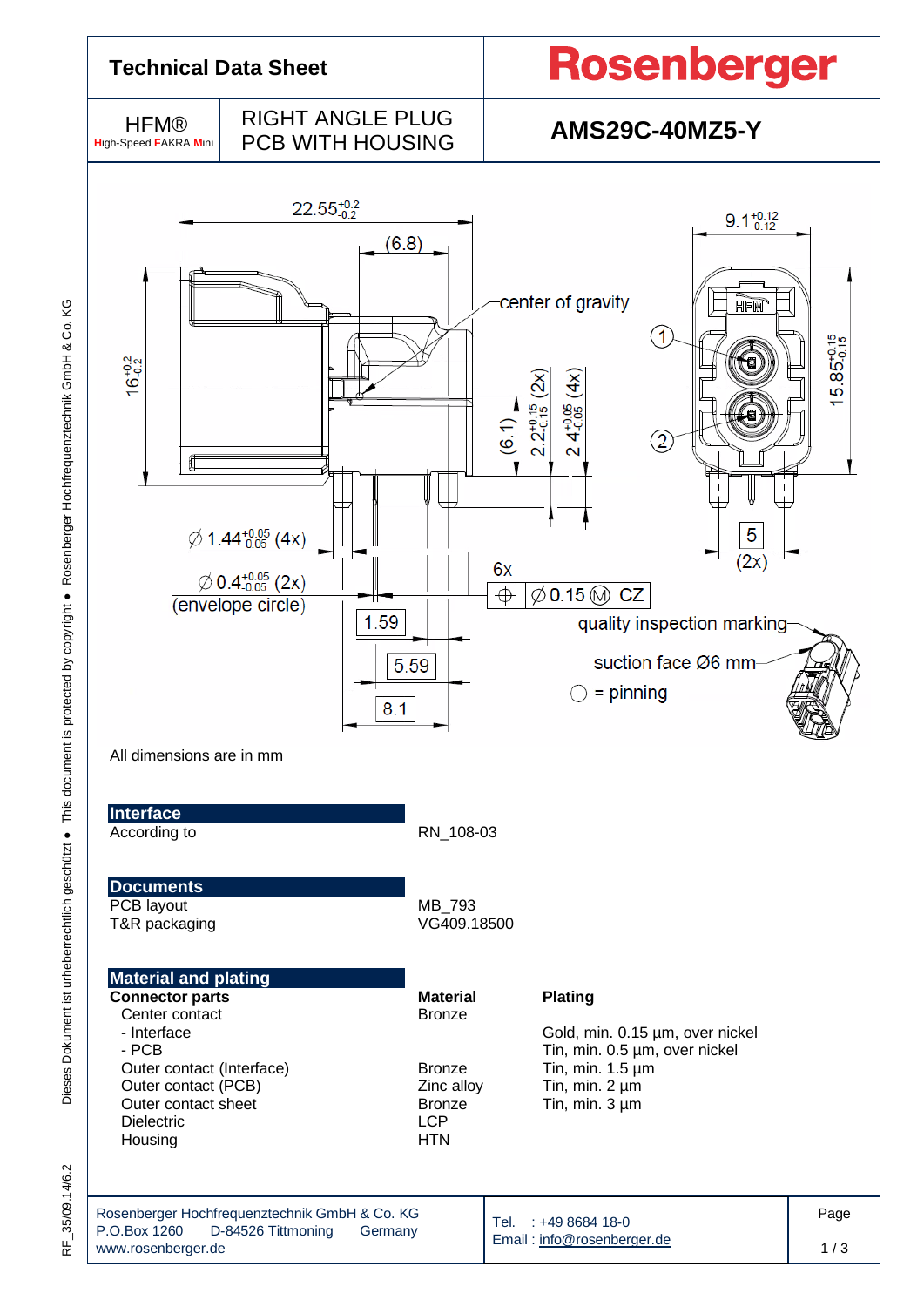# Technical Data Sheet

**Rosenberger**

| HFM® High-Speed FAKRA Mini | RIGHT ANGLE PLUG PCB WITH HOUSING | AMS29C-40MZ5-Y |
|---|---|---|

All dimensions are in mm

## Interface

| | |
|---|---|
| According to | RN_108-03 |

## Documents

| | |
|---|---|
| PCB layout | MB_793 |
| T&R packaging | VG409.18500 |

## Material and plating

| Connector parts | Material | Plating |
|---|---|---|
| Center contact | Bronze | |
| - Interface | | Gold, min. 0.15 µm, over nickel |
| - PCB | | Tin, min. 0.5 µm, over nickel |
| Outer contact (Interface) | Bronze | Tin, min. 1.5 µm |
| Outer contact (PCB) | Zinc alloy | Tin, min. 2 µm |
| Outer contact sheet | Bronze | Tin, min. 3 µm |
| Dielectric | LCP | |
| Housing | HTN | |

Rosenberger Hochfrequenztechnik GmbH & Co. KG
P.O.Box 1260 D-84526 Tittmoning Germany
www.rosenberger.de

Tel. : +49 8684 18-0
Email : info@rosenberger.de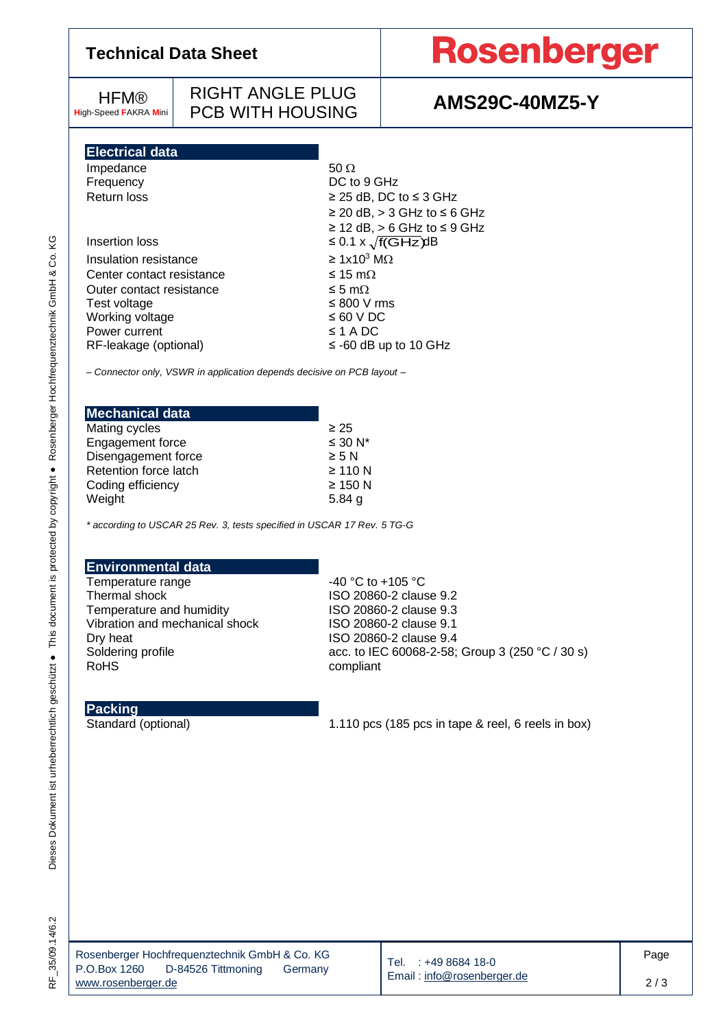# Technical Data Sheet

**Rosenberger**

HFM® High-Speed FAKRA Mini

RIGHT ANGLE PLUG PCB WITH HOUSING

**AMS29C-40MZ5-Y**

## Electrical data

| | |
|---|---|
| Impedance | 50 Ω |
| Frequency | DC to 9 GHz |
| Return loss | ≥ 25 dB, DC to ≤ 3 GHz |
| | ≥ 20 dB, > 3 GHz to ≤ 6 GHz |
| | ≥ 12 dB, > 6 GHz to ≤ 9 GHz |
| Insertion loss | ≤ 0.1 x $\sqrt{f(GHz)}$ dB |
| Insulation resistance | ≥ $1x10^3$ MΩ |
| Center contact resistance | ≤ 15 mΩ |
| Outer contact resistance | ≤ 5 mΩ |
| Test voltage | ≤ 800 V rms |
| Working voltage | ≤ 60 V DC |
| Power current | ≤ 1 A DC |
| RF-leakage (optional) | ≤ -60 dB up to 10 GHz |

*– Connector only, VSWR in application depends decisive on PCB layout –*

## Mechanical data

| | |
|---|---|
| Mating cycles | ≥ 25 |
| Engagement force | ≤ 30 N* |
| Disengagement force | ≥ 5 N |
| Retention force latch | ≥ 110 N |
| Coding efficiency | ≥ 150 N |
| Weight | 5.84 g |

*\* according to USCAR 25 Rev. 3, tests specified in USCAR 17 Rev. 5 TG-G*

## Environmental data

| | |
|---|---|
| Temperature range | -40 °C to +105 °C |
| Thermal shock | ISO 20860-2 clause 9.2 |
| Temperature and humidity | ISO 20860-2 clause 9.3 |
| Vibration and mechanical shock | ISO 20860-2 clause 9.1 |
| Dry heat | ISO 20860-2 clause 9.4 |
| Soldering profile | acc. to IEC 60068-2-58; Group 3 (250 °C / 30 s) |
| RoHS | compliant |

## Packing

| | |
|---|---|
| Standard (optional) | 1.110 pcs (185 pcs in tape & reel, 6 reels in box) |

Rosenberger Hochfrequenztechnik GmbH & Co. KG
P.O.Box 1260 D-84526 Tittmoning Germany
www.rosenberger.de

Tel. : +49 8684 18-0
Email : info@rosenberger.de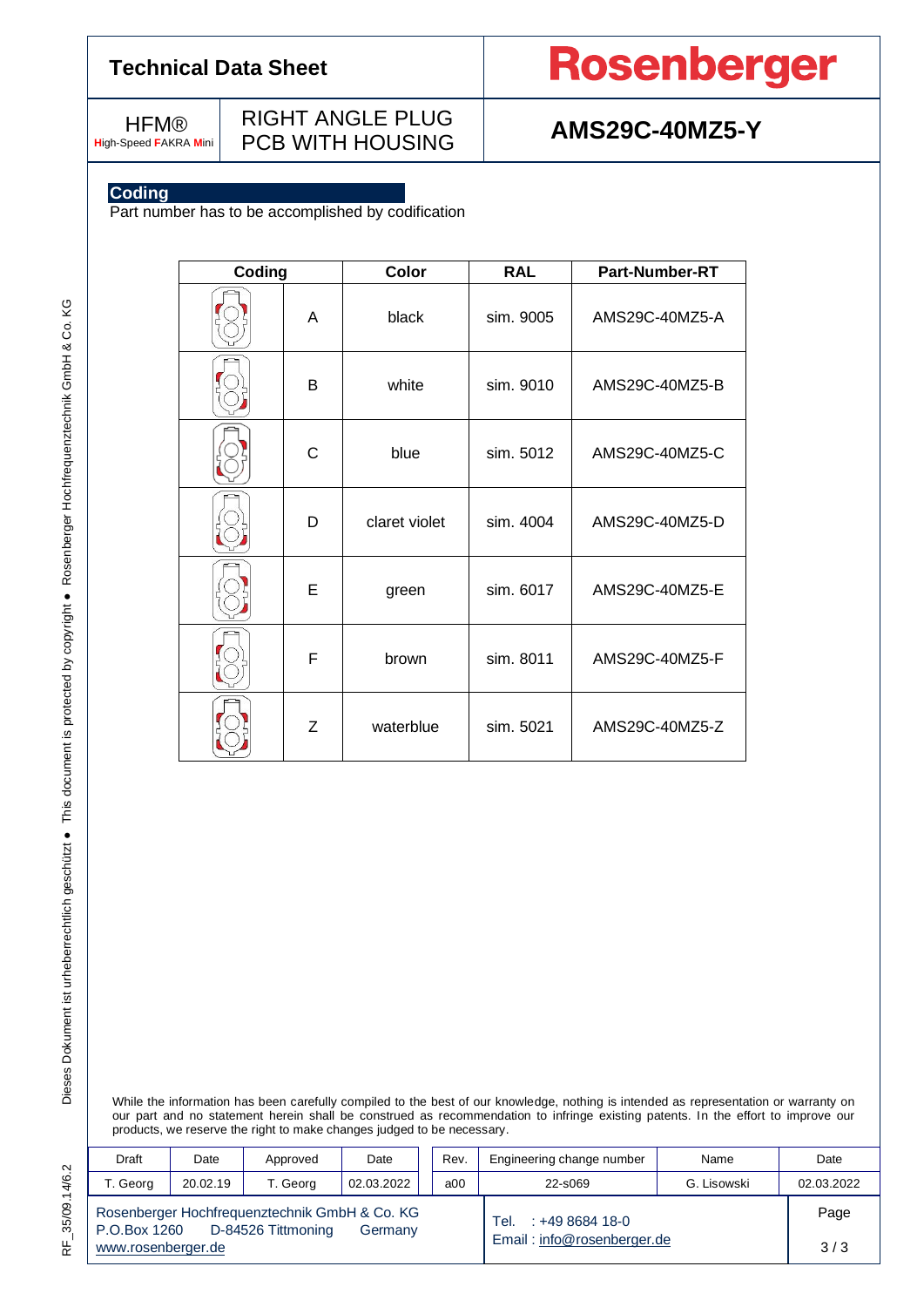**Technical Data Sheet**

# Rosenberger

HFM®
High-Speed FAKRA Mini

RIGHT ANGLE PLUG
PCB WITH HOUSING

**AMS29C-40MZ5-Y**

## Coding

Part number has to be accomplished by codification

| Coding | | Color | RAL | Part-Number-RT |
|---|---|---|---|---|
| | A | black | sim. 9005 | AMS29C-40MZ5-A |
| | B | white | sim. 9010 | AMS29C-40MZ5-B |
| | C | blue | sim. 5012 | AMS29C-40MZ5-C |
| | D | claret violet | sim. 4004 | AMS29C-40MZ5-D |
| | E | green | sim. 6017 | AMS29C-40MZ5-E |
| | F | brown | sim. 8011 | AMS29C-40MZ5-F |
| | Z | waterblue | sim. 5021 | AMS29C-40MZ5-Z |

While the information has been carefully compiled to the best of our knowledge, nothing is intended as representation or warranty on our part and no statement herein shall be construed as recommendation to infringe existing patents. In the effort to improve our products, we reserve the right to make changes judged to be necessary.

| Draft | Date | Approved | Date | Rev. | Engineering change number | Name | Date |
|---|---|---|---|---|---|---|---|
| T. Georg | 20.02.19 | T. Georg | 02.03.2022 | a00 | 22-s069 | G. Lisowski | 02.03.2022 |

Rosenberger Hochfrequenztechnik GmbH & Co. KG
P.O.Box 1260 D-84526 Tittmoning Germany
www.rosenberger.de

Tel. : +49 8684 18-0
Email : info@rosenberger.de

RF_35/09.14/6.2

Dieses Dokument ist urheberrechtlich geschützt ● This document is protected by copyright ● Rosenberger Hochfrequenztechnik GmbH & Co. KG